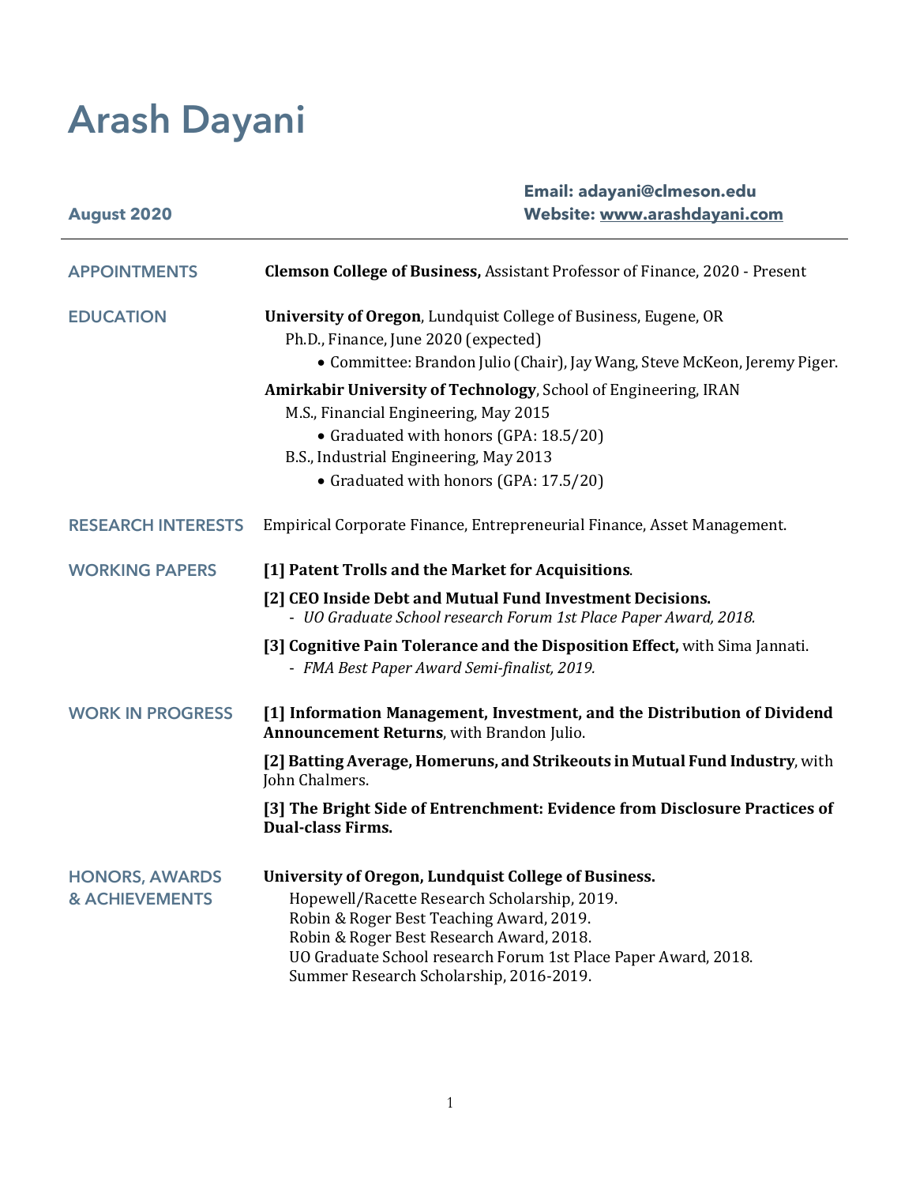# Arash Dayani

**August 2020**

**Email: adayani@clmeson.edu**
**Website: www.arashdayani.com**

---

## APPOINTMENTS

**Clemson College of Business,** Assistant Professor of Finance, 2020 - Present

## EDUCATION

**University of Oregon**, Lundquist College of Business, Eugene, OR
Ph.D., Finance, June 2020 (expected)
- Committee: Brandon Julio (Chair), Jay Wang, Steve McKeon, Jeremy Piger.

**Amirkabir University of Technology**, School of Engineering, IRAN
M.S., Financial Engineering, May 2015
- Graduated with honors (GPA: 18.5/20)

B.S., Industrial Engineering, May 2013
- Graduated with honors (GPA: 17.5/20)

## RESEARCH INTERESTS

Empirical Corporate Finance, Entrepreneurial Finance, Asset Management.

## WORKING PAPERS

**[1] Patent Trolls and the Market for Acquisitions**.

**[2] CEO Inside Debt and Mutual Fund Investment Decisions.**
- *UO Graduate School research Forum 1st Place Paper Award, 2018.*

**[3] Cognitive Pain Tolerance and the Disposition Effect,** with Sima Jannati.
- *FMA Best Paper Award Semi-finalist, 2019.*

## WORK IN PROGRESS

**[1] Information Management, Investment, and the Distribution of Dividend Announcement Returns**, with Brandon Julio.

**[2] Batting Average, Homeruns, and Strikeouts in Mutual Fund Industry**, with John Chalmers.

**[3] The Bright Side of Entrenchment: Evidence from Disclosure Practices of Dual-class Firms.**

## HONORS, AWARDS & ACHIEVEMENTS

**University of Oregon, Lundquist College of Business.**
Hopewell/Racette Research Scholarship, 2019.
Robin & Roger Best Teaching Award, 2019.
Robin & Roger Best Research Award, 2018.
UO Graduate School research Forum 1st Place Paper Award, 2018.
Summer Research Scholarship, 2016-2019.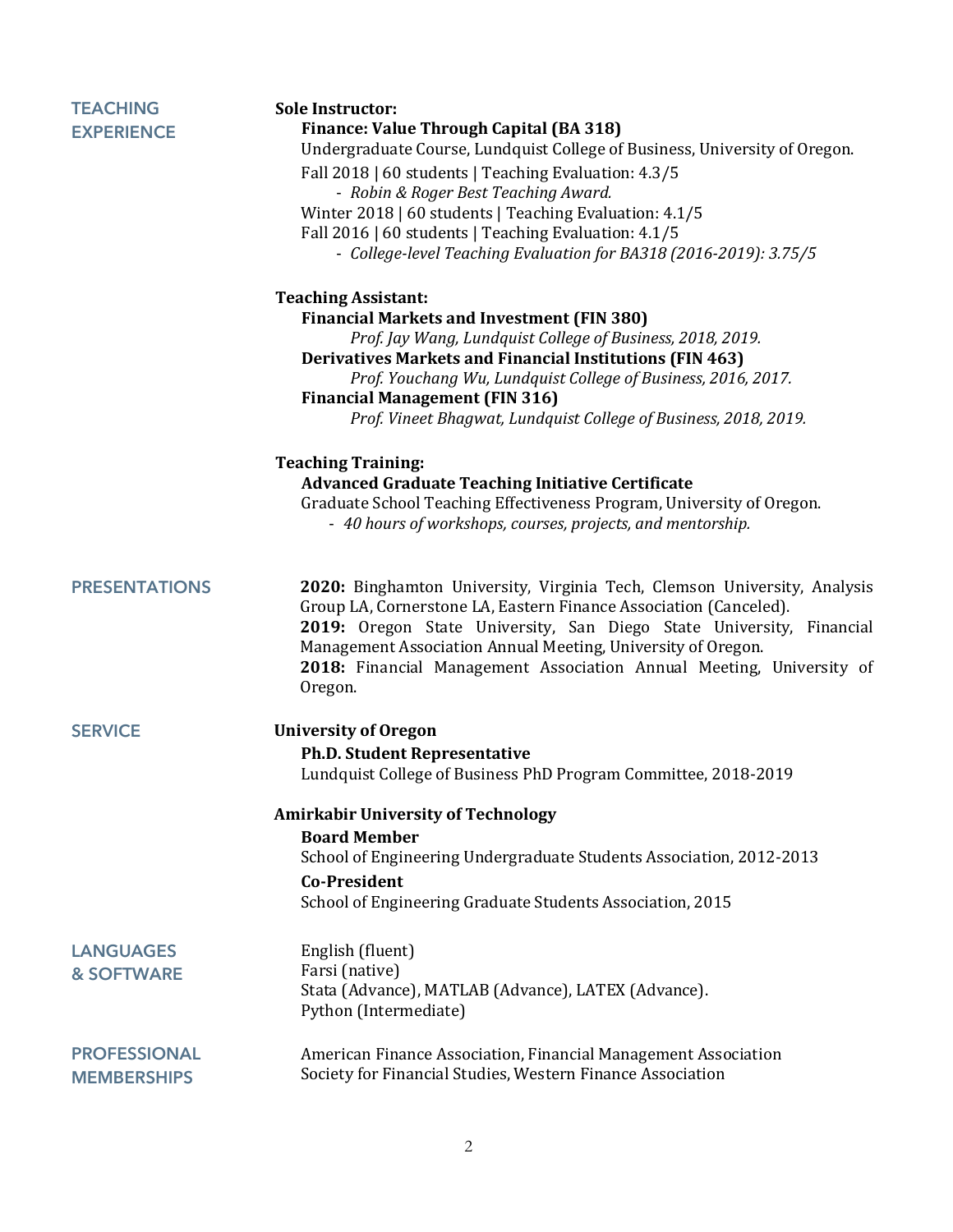## TEACHING EXPERIENCE

**Sole Instructor:**

**Finance: Value Through Capital (BA 318)**
Undergraduate Course, Lundquist College of Business, University of Oregon.

Fall 2018 | 60 students | Teaching Evaluation: 4.3/5
- *Robin & Roger Best Teaching Award.*

Winter 2018 | 60 students | Teaching Evaluation: 4.1/5
Fall 2016 | 60 students | Teaching Evaluation: 4.1/5
- *College-level Teaching Evaluation for BA318 (2016-2019): 3.75/5*

**Teaching Assistant:**

**Financial Markets and Investment (FIN 380)**
*Prof. Jay Wang, Lundquist College of Business, 2018, 2019.*

**Derivatives Markets and Financial Institutions (FIN 463)**
*Prof. Youchang Wu, Lundquist College of Business, 2016, 2017.*

**Financial Management (FIN 316)**
*Prof. Vineet Bhagwat, Lundquist College of Business, 2018, 2019.*

**Teaching Training:**

**Advanced Graduate Teaching Initiative Certificate**
Graduate School Teaching Effectiveness Program, University of Oregon.
- *40 hours of workshops, courses, projects, and mentorship.*

## PRESENTATIONS

**2020:** Binghamton University, Virginia Tech, Clemson University, Analysis Group LA, Cornerstone LA, Eastern Finance Association (Canceled).
**2019:** Oregon State University, San Diego State University, Financial Management Association Annual Meeting, University of Oregon.
**2018:** Financial Management Association Annual Meeting, University of Oregon.

## SERVICE

**University of Oregon**

**Ph.D. Student Representative**
Lundquist College of Business PhD Program Committee, 2018-2019

**Amirkabir University of Technology**

**Board Member**
School of Engineering Undergraduate Students Association, 2012-2013

**Co-President**
School of Engineering Graduate Students Association, 2015

## LANGUAGES & SOFTWARE

English (fluent)
Farsi (native)
Stata (Advance), MATLAB (Advance), LATEX (Advance).
Python (Intermediate)

## PROFESSIONAL MEMBERSHIPS

American Finance Association, Financial Management Association
Society for Financial Studies, Western Finance Association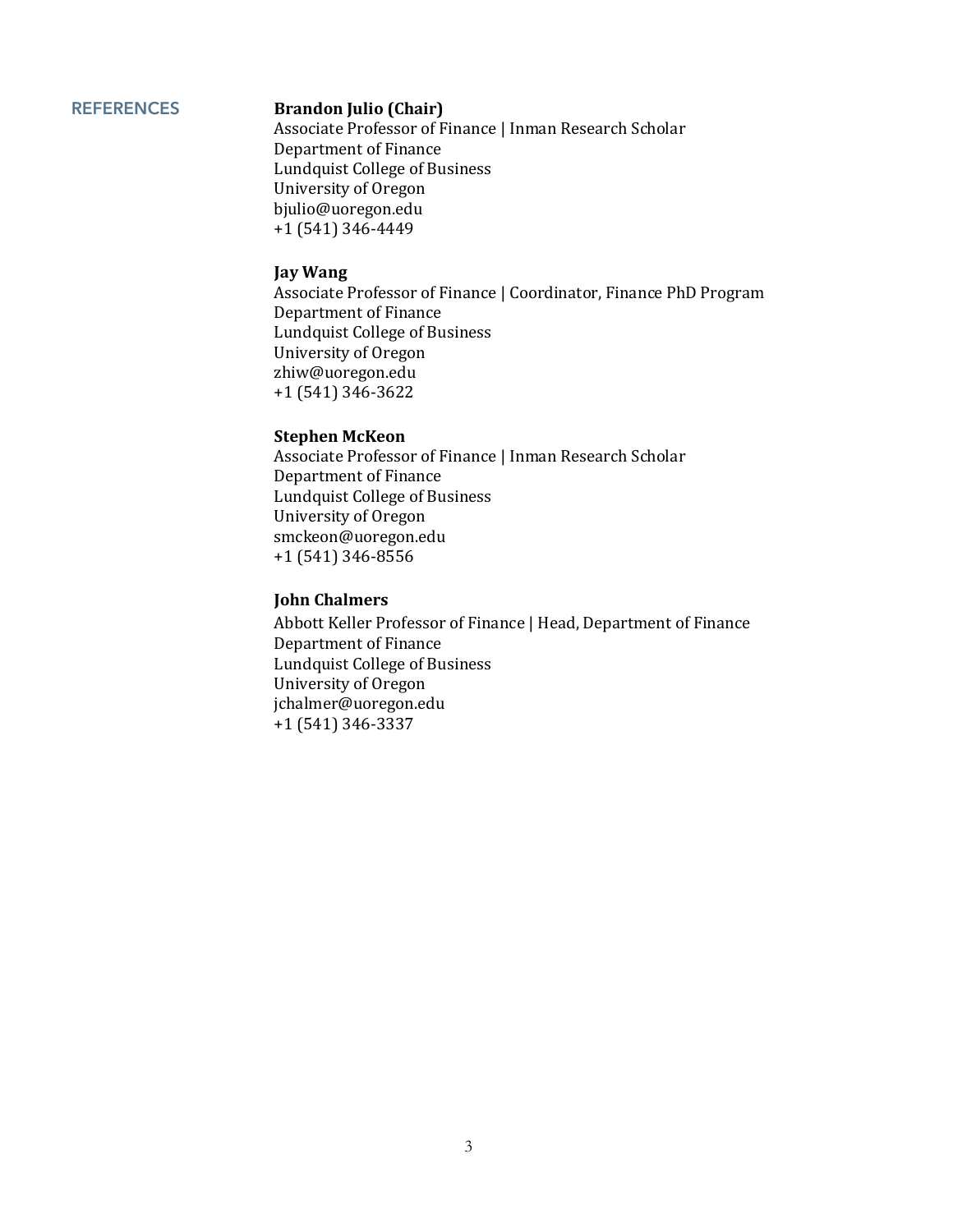## REFERENCES

**Brandon Julio (Chair)**
Associate Professor of Finance | Inman Research Scholar
Department of Finance
Lundquist College of Business
University of Oregon
bjulio@uoregon.edu
+1 (541) 346-4449

**Jay Wang**
Associate Professor of Finance | Coordinator, Finance PhD Program
Department of Finance
Lundquist College of Business
University of Oregon
zhiw@uoregon.edu
+1 (541) 346-3622

**Stephen McKeon**
Associate Professor of Finance | Inman Research Scholar
Department of Finance
Lundquist College of Business
University of Oregon
smckeon@uoregon.edu
+1 (541) 346-8556

**John Chalmers**
Abbott Keller Professor of Finance | Head, Department of Finance
Department of Finance
Lundquist College of Business
University of Oregon
jchalmer@uoregon.edu
+1 (541) 346-3337